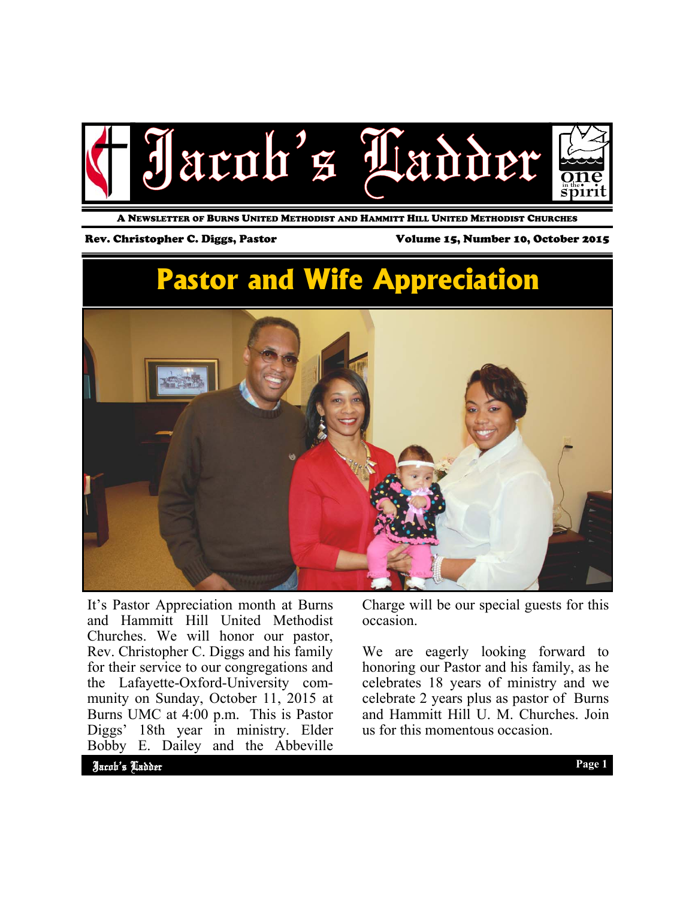# Jacob's Ladder

A Newsletter of Burns United Methodist and Hammitt Hill United Methodist Churches

Rev. Christopher C. Diggs, Pastor

Volume 15, Number 10, October 2015

## Pastor and Wife Appreciation

It's Pastor Appreciation month at Burns and Hammitt Hill United Methodist Churches. We will honor our pastor, Rev. Christopher C. Diggs and his family for their service to our congregations and the Lafayette-Oxford-University community on Sunday, October 11, 2015 at Burns UMC at 4:00 p.m. This is Pastor Diggs' 18th year in ministry. Elder Bobby E. Dailey and the Abbeville Charge will be our special guests for this occasion.

We are eagerly looking forward to honoring our Pastor and his family, as he celebrates 18 years of ministry and we celebrate 2 years plus as pastor of Burns and Hammitt Hill U. M. Churches. Join us for this momentous occasion.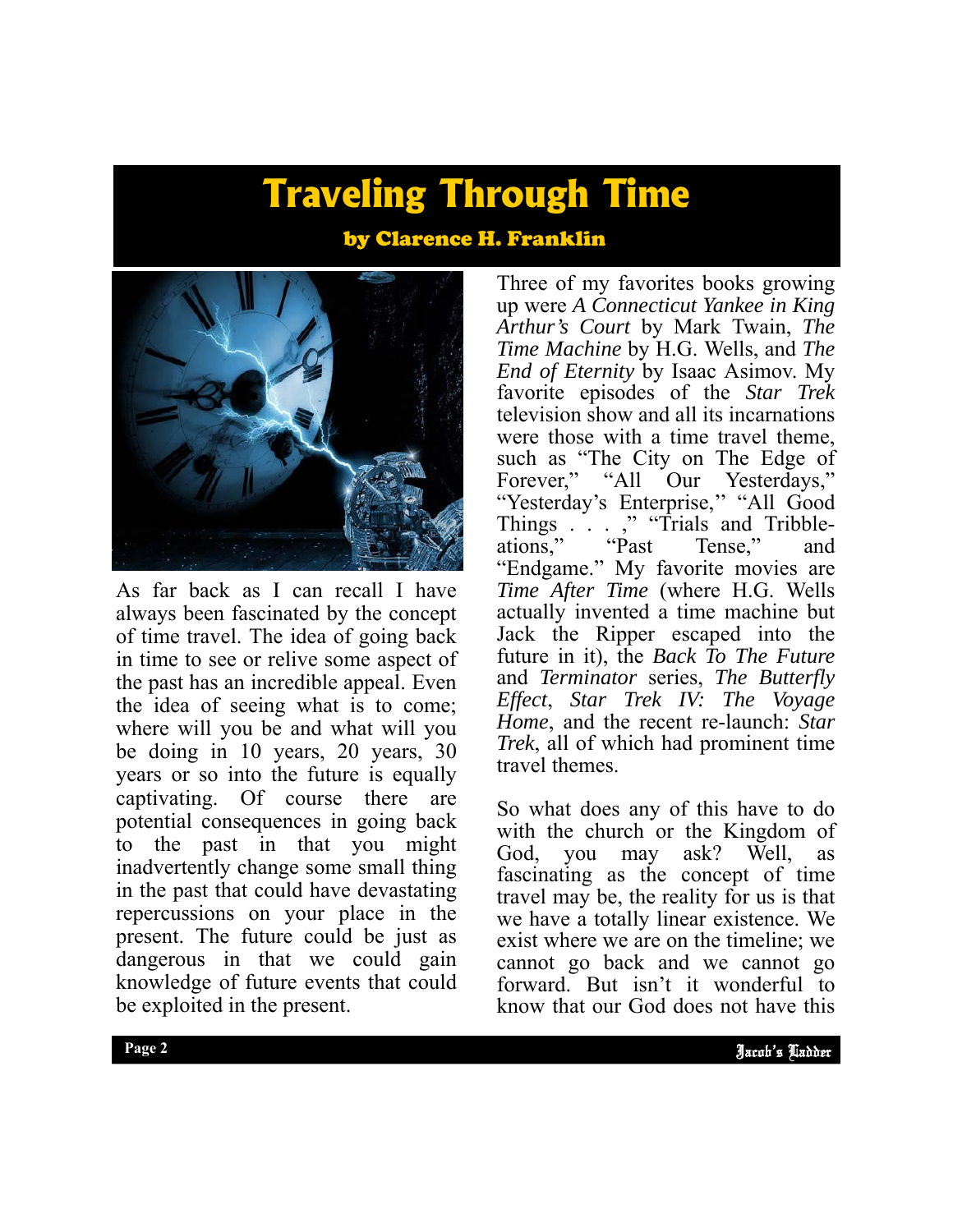# Traveling Through Time

### by Clarence H. Franklin

As far back as I can recall I have always been fascinated by the concept of time travel. The idea of going back in time to see or relive some aspect of the past has an incredible appeal. Even the idea of seeing what is to come; where will you be and what will you be doing in 10 years, 20 years, 30 years or so into the future is equally captivating. Of course there are potential consequences in going back to the past in that you might inadvertently change some small thing in the past that could have devastating repercussions on your place in the present. The future could be just as dangerous in that we could gain knowledge of future events that could be exploited in the present.

Three of my favorites books growing up were *A Connecticut Yankee in King Arthur's Court* by Mark Twain, *The Time Machine* by H.G. Wells, and *The End of Eternity* by Isaac Asimov. My favorite episodes of the *Star Trek* television show and all its incarnations were those with a time travel theme, such as "The City on The Edge of Forever," "All Our Yesterdays," "Yesterday's Enterprise," "All Good Things . . . ," "Trials and Tribble-ations," "Past Tense," and "Endgame." My favorite movies are *Time After Time* (where H.G. Wells actually invented a time machine but Jack the Ripper escaped into the future in it), the *Back To The Future* and *Terminator* series, *The Butterfly Effect*, *Star Trek IV: The Voyage Home*, and the recent re-launch: *Star Trek*, all of which had prominent time travel themes.

So what does any of this have to do with the church or the Kingdom of God, you may ask? Well, as fascinating as the concept of time travel may be, the reality for us is that we have a totally linear existence. We exist where we are on the timeline; we cannot go back and we cannot go forward. But isn't it wonderful to know that our God does not have this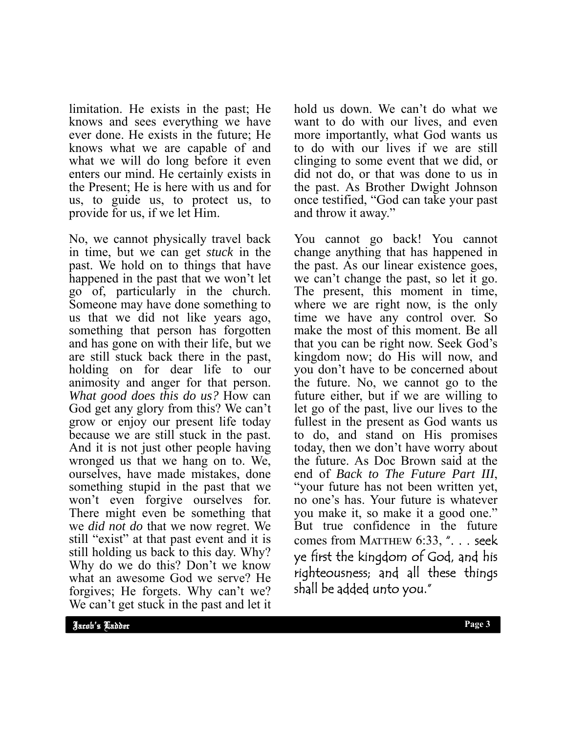limitation. He exists in the past; He knows and sees everything we have ever done. He exists in the future; He knows what we are capable of and what we will do long before it even enters our mind. He certainly exists in the Present; He is here with us and for us, to guide us, to protect us, to provide for us, if we let Him.

No, we cannot physically travel back in time, but we can get *stuck* in the past. We hold on to things that have happened in the past that we won't let go of, particularly in the church. Someone may have done something to us that we did not like years ago, something that person has forgotten and has gone on with their life, but we are still stuck back there in the past, holding on for dear life to our animosity and anger for that person. *What good does this do us?* How can God get any glory from this? We can't grow or enjoy our present life today because we are still stuck in the past. And it is not just other people having wronged us that we hang on to. We, ourselves, have made mistakes, done something stupid in the past that we won't even forgive ourselves for. There might even be something that we *did not do* that we now regret. We still "exist" at that past event and it is still holding us back to this day. Why? Why do we do this? Don't we know what an awesome God we serve? He forgives; He forgets. Why can't we? We can't get stuck in the past and let it hold us down. We can't do what we want to do with our lives, and even more importantly, what God wants us to do with our lives if we are still clinging to some event that we did, or did not do, or that was done to us in the past. As Brother Dwight Johnson once testified, "God can take your past and throw it away."

You cannot go back! You cannot change anything that has happened in the past. As our linear existence goes, we can't change the past, so let it go. The present, this moment in time, where we are right now, is the only time we have any control over. So make the most of this moment. Be all that you can be right now. Seek God's kingdom now; do His will now, and you don't have to be concerned about the future. No, we cannot go to the future either, but if we are willing to let go of the past, live our lives to the fullest in the present as God wants us to do, and stand on His promises today, then we don't have worry about the future. As Doc Brown said at the end of *Back to The Future Part III*, "your future has not been written yet, no one's has. Your future is whatever you make it, so make it a good one." But true confidence in the future comes from MATTHEW 6:33, ". . . seek ye first the kingdom of God, and his righteousness; and all these things shall be added unto you."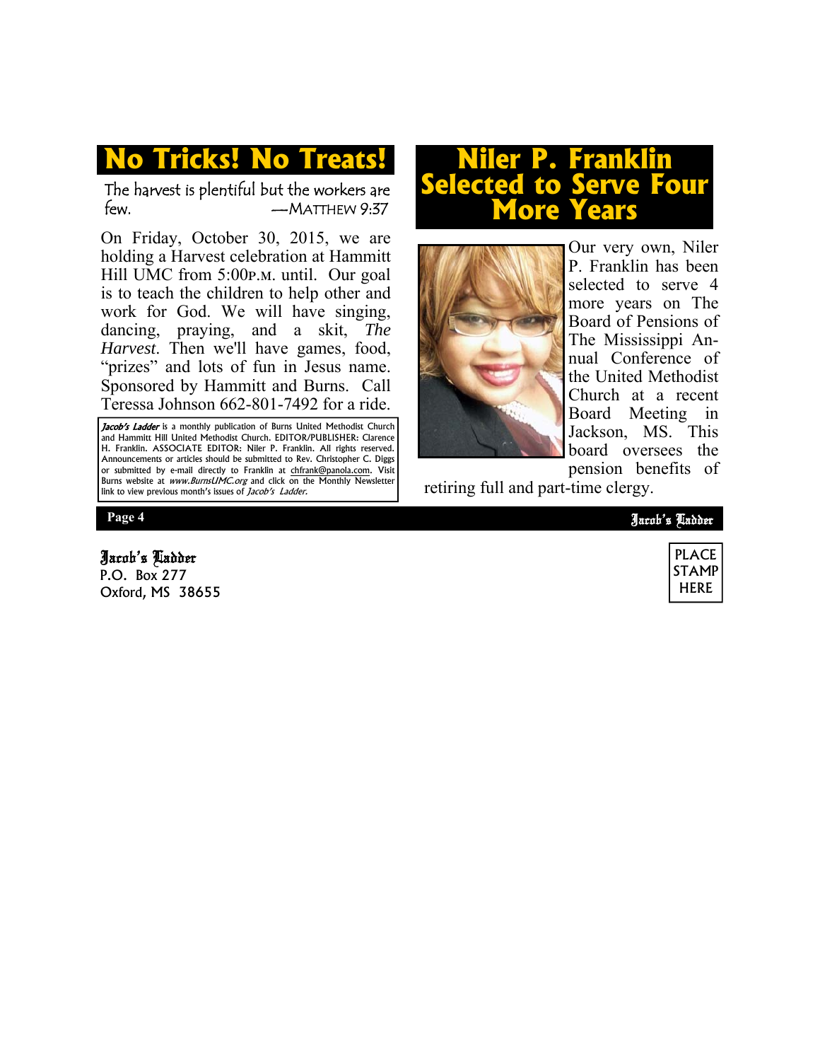# No Tricks! No Treats!

The harvest is plentiful but the workers are few. —MATTHEW 9:37

On Friday, October 30, 2015, we are holding a Harvest celebration at Hammitt Hill UMC from 5:00P.M. until. Our goal is to teach the children to help other and work for God. We will have singing, dancing, praying, and a skit, *The Harvest*. Then we'll have games, food, "prizes" and lots of fun in Jesus name. Sponsored by Hammitt and Burns. Call Teressa Johnson 662-801-7492 for a ride.

*Jacob's Ladder* is a monthly publication of Burns United Methodist Church and Hammitt Hill United Methodist Church. EDITOR/PUBLISHER: Clarence H. Franklin. ASSOCIATE EDITOR: Niler P. Franklin. All rights reserved. Announcements or articles should be submitted to Rev. Christopher C. Diggs or submitted by e-mail directly to Franklin at chfrank@panola.com. Visit Burns website at *www.BurnsUMC.org* and click on the Monthly Newsletter link to view previous month's issues of *Jacob's Ladder.*

# Niler P. Franklin Selected to Serve Four More Years

Our very own, Niler P. Franklin has been selected to serve 4 more years on The Board of Pensions of The Mississippi Annual Conference of the United Methodist Church at a recent Board Meeting in Jackson, MS. This board oversees the pension benefits of retiring full and part-time clergy.

Jacob's Ladder
P.O. Box 277
Oxford, MS 38655

PLACE STAMP HERE